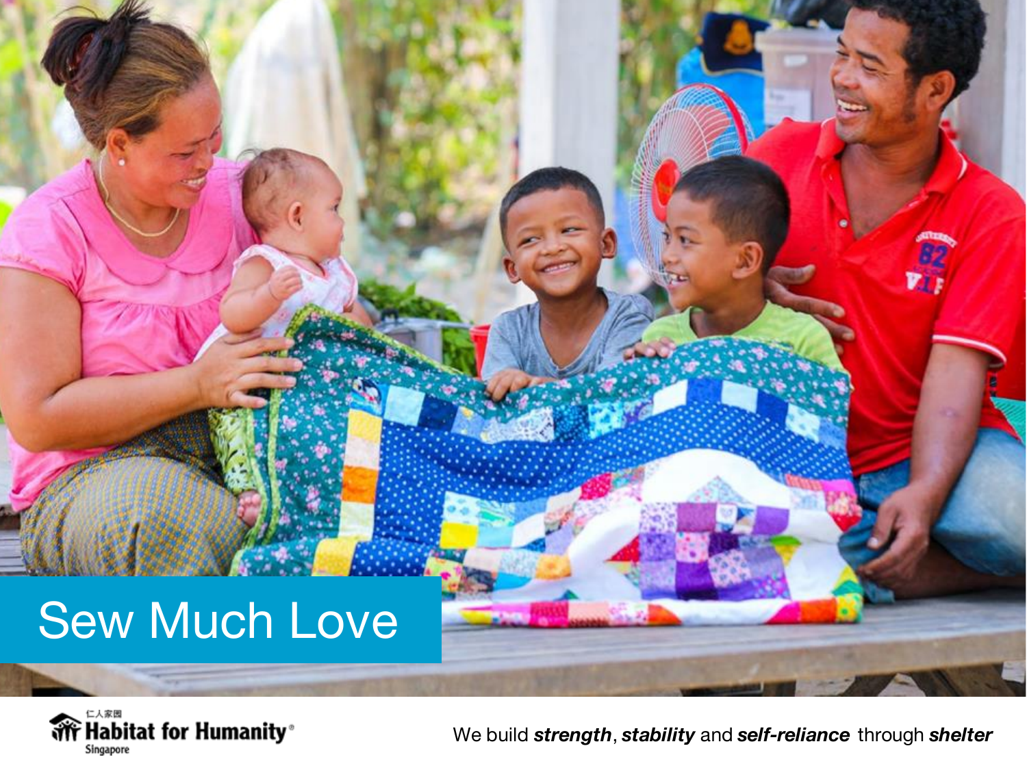# Sew Much Love

仁人家园
Habitat for Humanity®
Singapore

We build ***strength***, ***stability*** and ***self-reliance*** through ***shelter***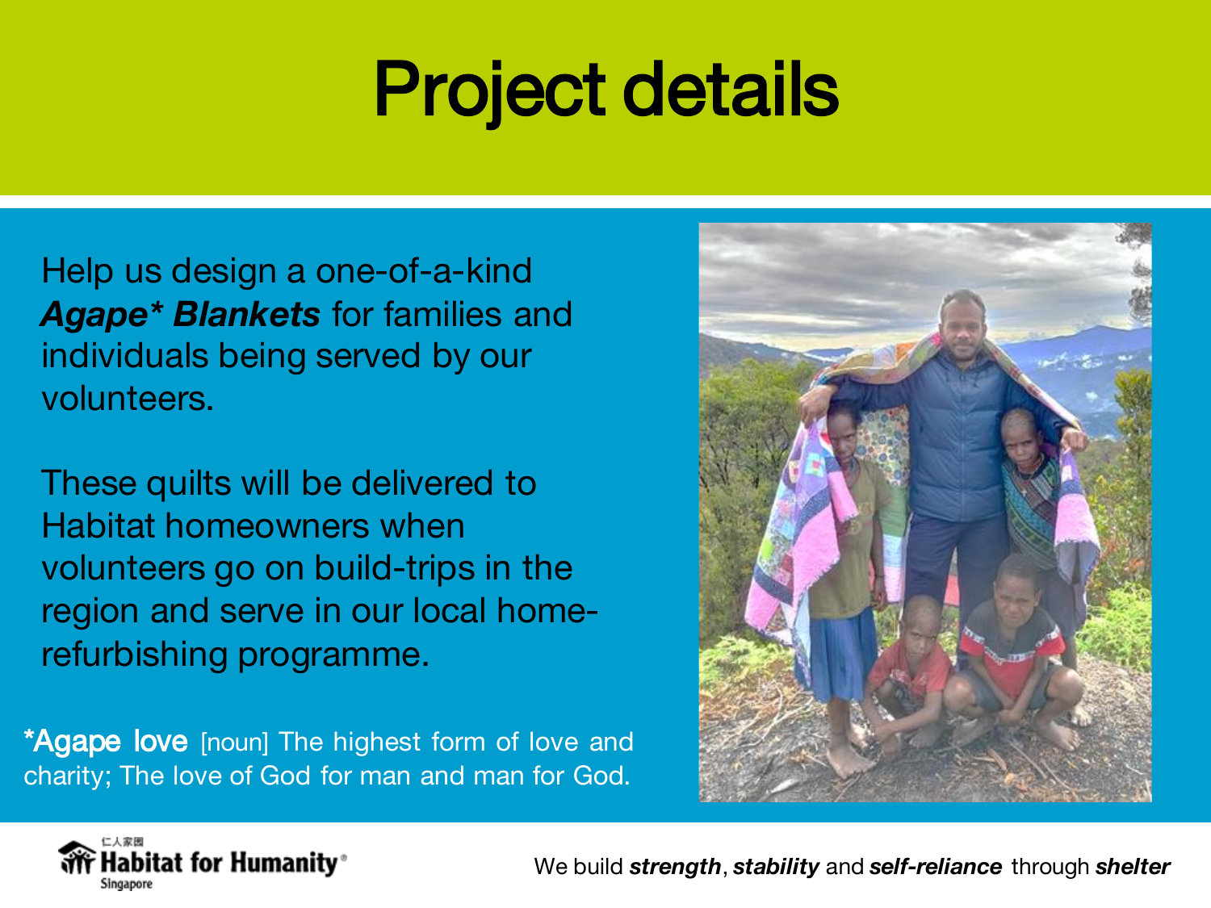# Project details

Help us design a one-of-a-kind ***Agape* Blankets*** for families and individuals being served by our volunteers.

These quilts will be delivered to Habitat homeowners when volunteers go on build-trips in the region and serve in our local home-refurbishing programme.

*Agape love [noun] The highest form of love and charity; The love of God for man and man for God.

We build ***strength***, ***stability*** and ***self-reliance*** through ***shelter***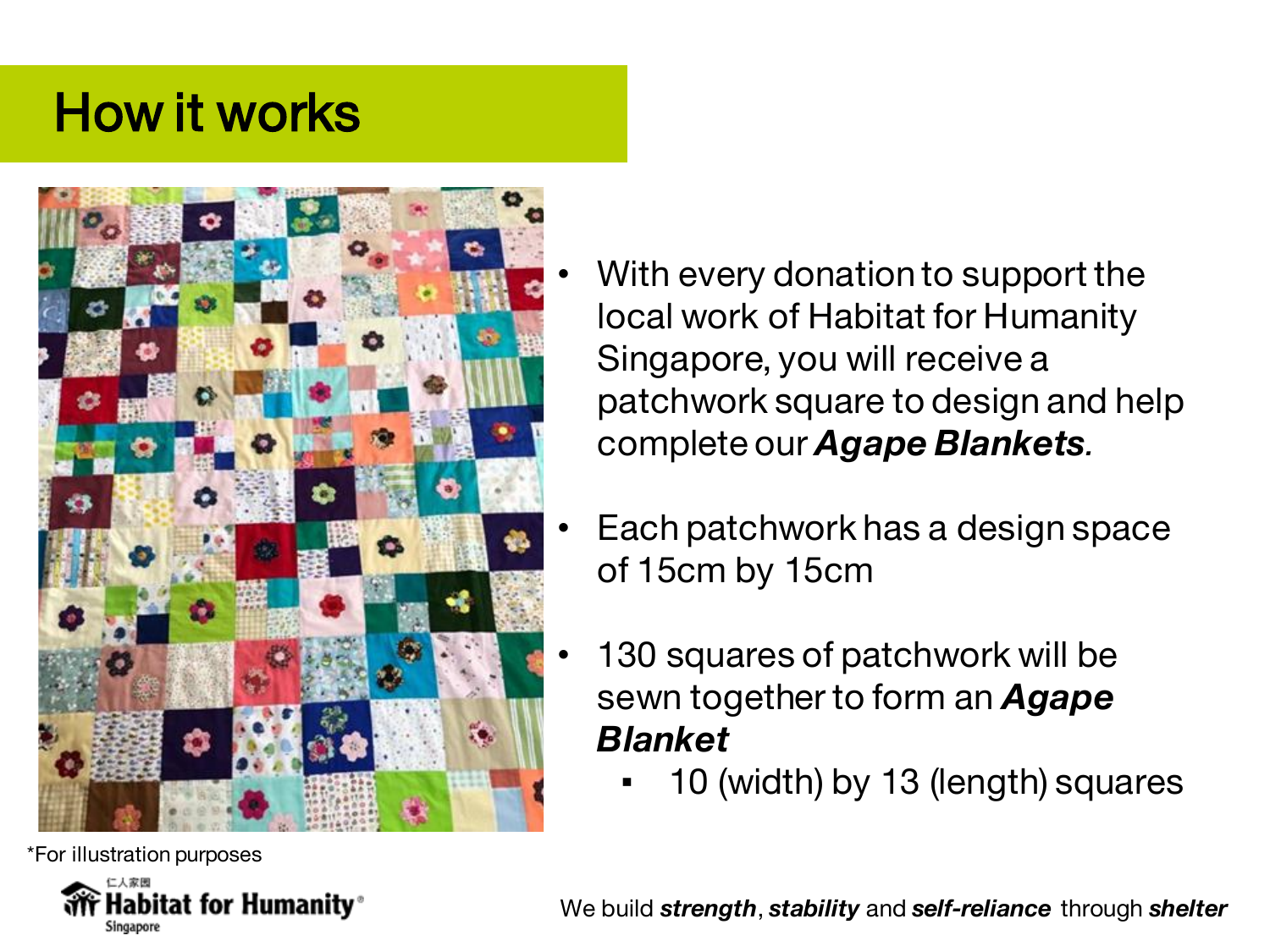# How it works

*For illustration purposes

- With every donation to support the local work of Habitat for Humanity Singapore, you will receive a patchwork square to design and help complete our ***Agape Blankets***.
- Each patchwork has a design space of 15cm by 15cm
- 130 squares of patchwork will be sewn together to form an ***Agape Blanket***
  - 10 (width) by 13 (length) squares

仁人家园 Habitat for Humanity® Singapore

We build ***strength***, ***stability*** and ***self-reliance*** through ***shelter***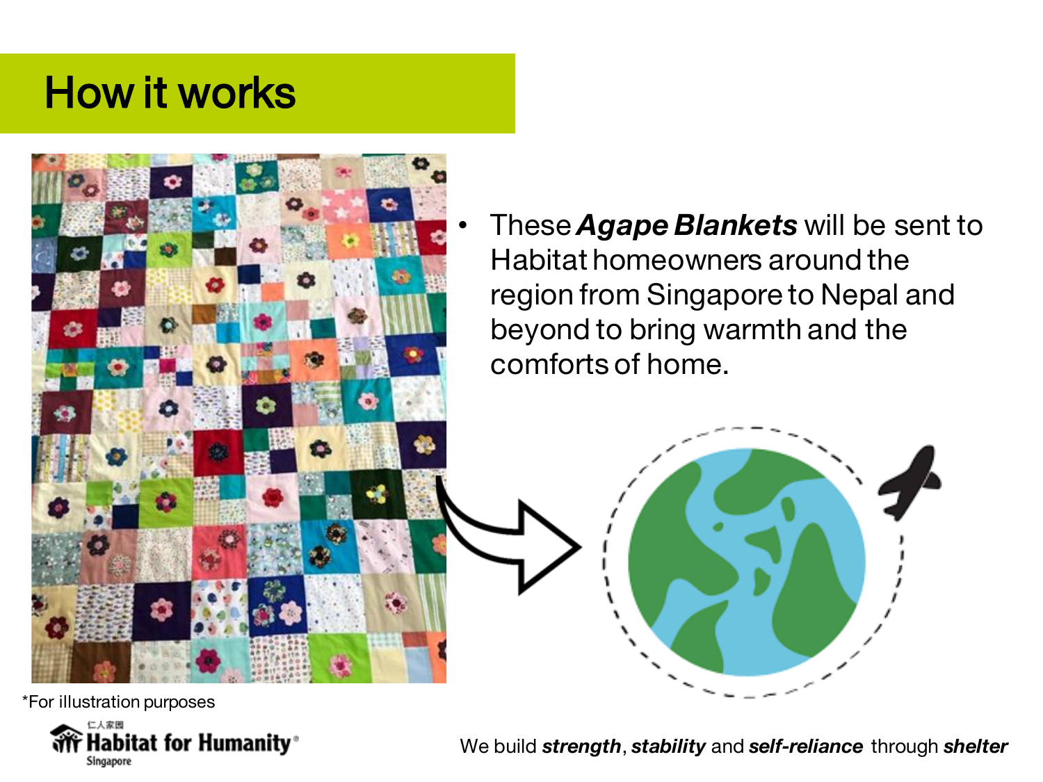# How it works

- These ***Agape Blankets*** will be sent to Habitat homeowners around the region from Singapore to Nepal and beyond to bring warmth and the comforts of home.

*For illustration purposes

We build ***strength***, ***stability*** and ***self-reliance*** through ***shelter***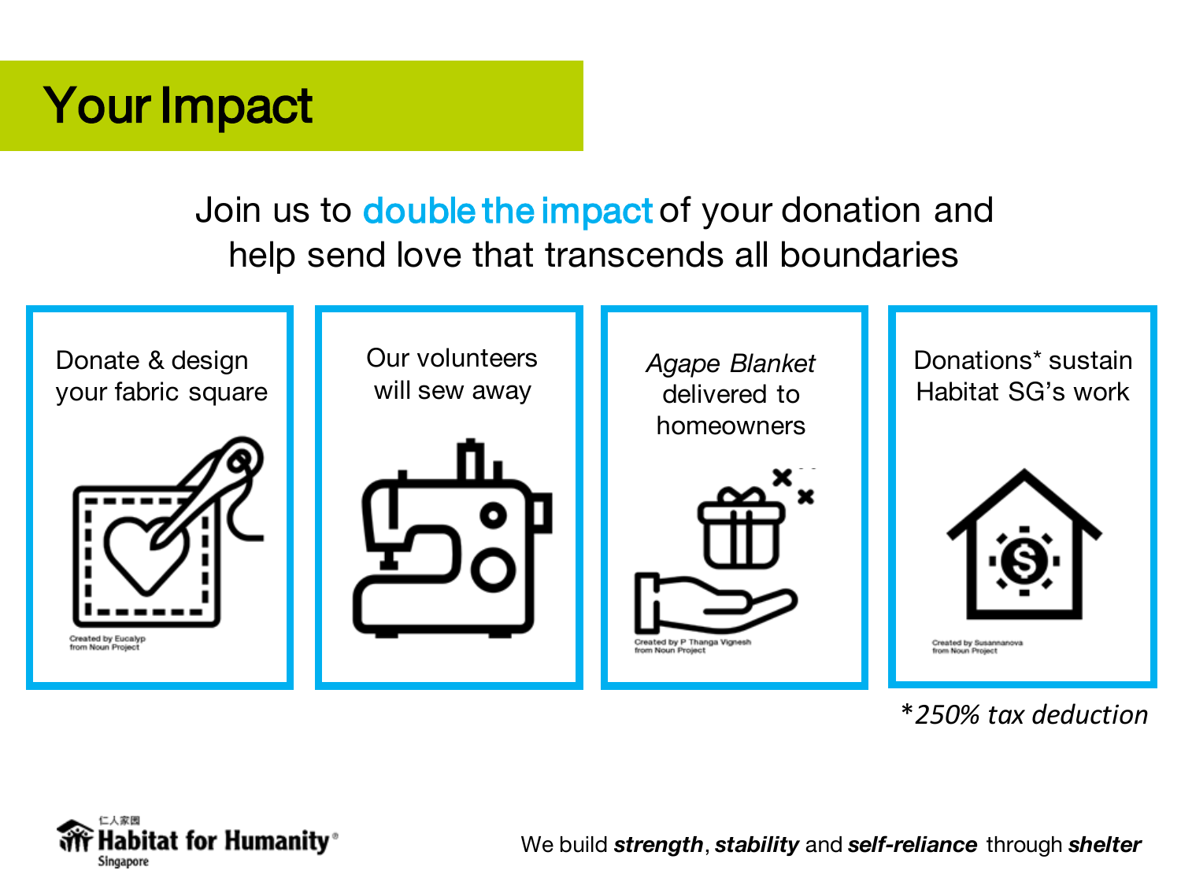# Your Impact

Join us to double the impact of your donation and help send love that transcends all boundaries

Donate & design your fabric square

Created by Eucalyp from Noun Project

Our volunteers will sew away

*Agape Blanket* delivered to homeowners

Created by P Thanga Vignesh from Noun Project

Donations* sustain Habitat SG's work

Created by Susannanova from Noun Project

**250% tax deduction*

仁人家园 Habitat for Humanity® Singapore

We build ***strength***, ***stability*** and ***self-reliance*** through ***shelter***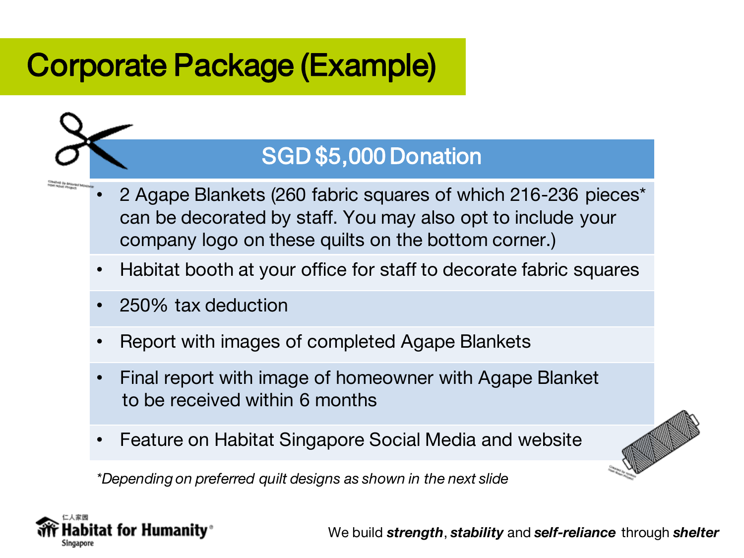# Corporate Package (Example)

## SGD $5,000 Donation

- 2 Agape Blankets (260 fabric squares of which 216-236 pieces* can be decorated by staff. You may also opt to include your company logo on these quilts on the bottom corner.)
- Habitat booth at your office for staff to decorate fabric squares
- 250% tax deduction
- Report with images of completed Agape Blankets
- Final report with image of homeowner with Agape Blanket to be received within 6 months
- Feature on Habitat Singapore Social Media and website

*\*Depending on preferred quilt designs as shown in the next slide*

We build ***strength***, ***stability*** and ***self-reliance*** through ***shelter***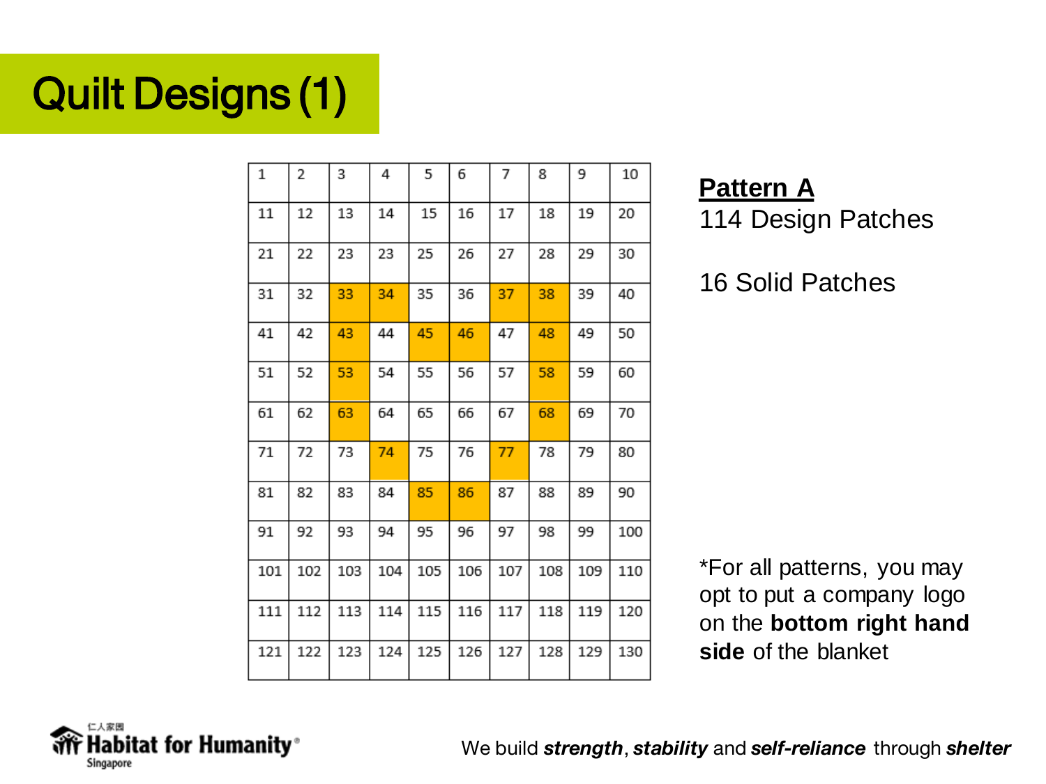# Quilt Designs (1)

| 1 | 2 | 3 | 4 | 5 | 6 | 7 | 8 | 9 | 10 |
|---|---|---|---|---|---|---|---|---|---|
| 11 | 12 | 13 | 14 | 15 | 16 | 17 | 18 | 19 | 20 |
| 21 | 22 | 23 | 23 | 25 | 26 | 27 | 28 | 29 | 30 |
| 31 | 32 | 33 | 34 | 35 | 36 | 37 | 38 | 39 | 40 |
| 41 | 42 | 43 | 44 | 45 | 46 | 47 | 48 | 49 | 50 |
| 51 | 52 | 53 | 54 | 55 | 56 | 57 | 58 | 59 | 60 |
| 61 | 62 | 63 | 64 | 65 | 66 | 67 | 68 | 69 | 70 |
| 71 | 72 | 73 | 74 | 75 | 76 | 77 | 78 | 79 | 80 |
| 81 | 82 | 83 | 84 | 85 | 86 | 87 | 88 | 89 | 90 |
| 91 | 92 | 93 | 94 | 95 | 96 | 97 | 98 | 99 | 100 |
| 101 | 102 | 103 | 104 | 105 | 106 | 107 | 108 | 109 | 110 |
| 111 | 112 | 113 | 114 | 115 | 116 | 117 | 118 | 119 | 120 |
| 121 | 122 | 123 | 124 | 125 | 126 | 127 | 128 | 129 | 130 |

**Pattern A**

114 Design Patches

16 Solid Patches

*For all patterns, you may opt to put a company logo on the **bottom right hand side** of the blanket

仁人家园 Habitat for Humanity® Singapore

We build ***strength***, ***stability*** and ***self-reliance*** through ***shelter***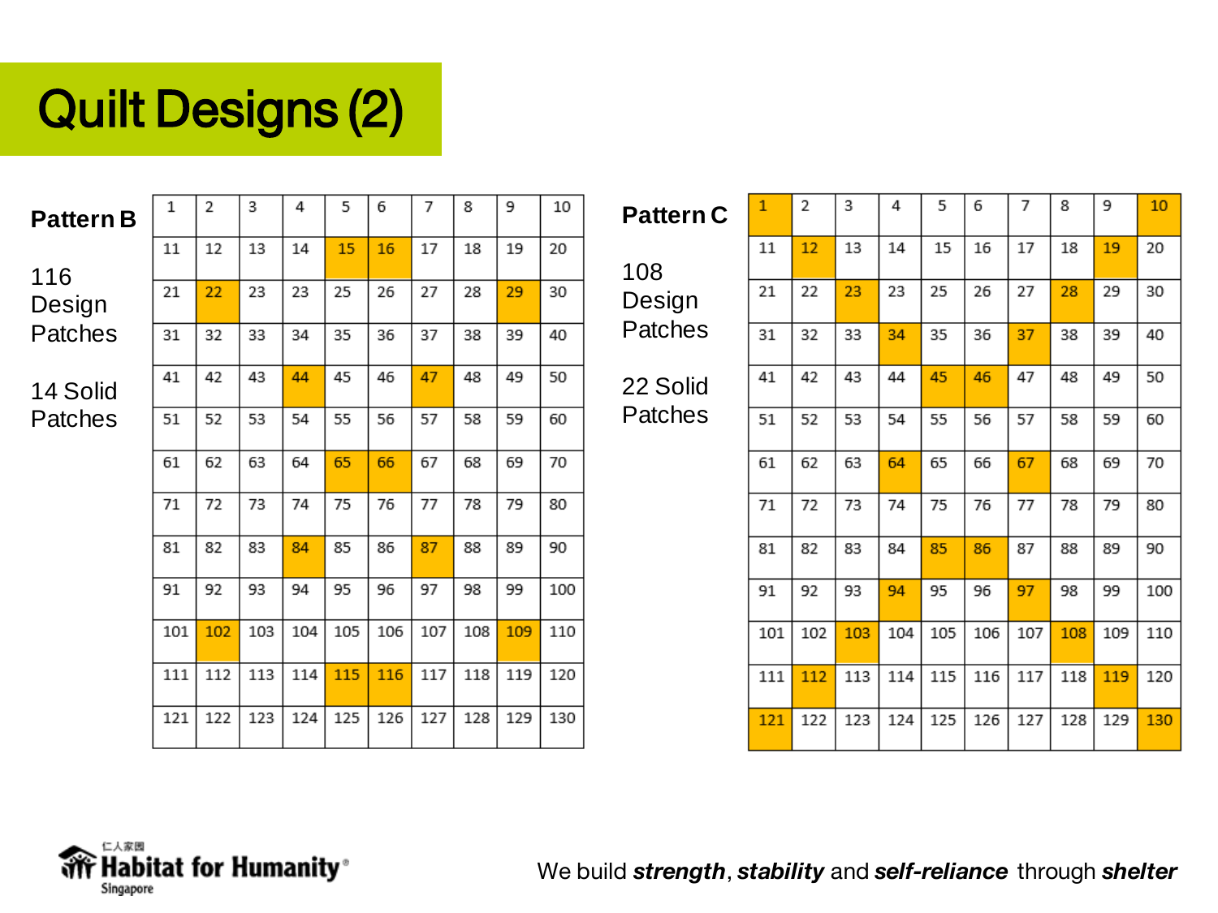# Quilt Designs (2)

**Pattern B**

116 Design Patches

14 Solid Patches

| 1 | 2 | 3 | 4 | 5 | 6 | 7 | 8 | 9 | 10 |
|---|---|---|---|---|---|---|---|---|---|
| 11 | 12 | 13 | 14 | 15 | 16 | 17 | 18 | 19 | 20 |
| 21 | 22 | 23 | 23 | 25 | 26 | 27 | 28 | 29 | 30 |
| 31 | 32 | 33 | 34 | 35 | 36 | 37 | 38 | 39 | 40 |
| 41 | 42 | 43 | 44 | 45 | 46 | 47 | 48 | 49 | 50 |
| 51 | 52 | 53 | 54 | 55 | 56 | 57 | 58 | 59 | 60 |
| 61 | 62 | 63 | 64 | 65 | 66 | 67 | 68 | 69 | 70 |
| 71 | 72 | 73 | 74 | 75 | 76 | 77 | 78 | 79 | 80 |
| 81 | 82 | 83 | 84 | 85 | 86 | 87 | 88 | 89 | 90 |
| 91 | 92 | 93 | 94 | 95 | 96 | 97 | 98 | 99 | 100 |
| 101 | 102 | 103 | 104 | 105 | 106 | 107 | 108 | 109 | 110 |
| 111 | 112 | 113 | 114 | 115 | 116 | 117 | 118 | 119 | 120 |
| 121 | 122 | 123 | 124 | 125 | 126 | 127 | 128 | 129 | 130 |

**Pattern C**

108 Design Patches

22 Solid Patches

| 1 | 2 | 3 | 4 | 5 | 6 | 7 | 8 | 9 | 10 |
|---|---|---|---|---|---|---|---|---|---|
| 11 | 12 | 13 | 14 | 15 | 16 | 17 | 18 | 19 | 20 |
| 21 | 22 | 23 | 23 | 25 | 26 | 27 | 28 | 29 | 30 |
| 31 | 32 | 33 | 34 | 35 | 36 | 37 | 38 | 39 | 40 |
| 41 | 42 | 43 | 44 | 45 | 46 | 47 | 48 | 49 | 50 |
| 51 | 52 | 53 | 54 | 55 | 56 | 57 | 58 | 59 | 60 |
| 61 | 62 | 63 | 64 | 65 | 66 | 67 | 68 | 69 | 70 |
| 71 | 72 | 73 | 74 | 75 | 76 | 77 | 78 | 79 | 80 |
| 81 | 82 | 83 | 84 | 85 | 86 | 87 | 88 | 89 | 90 |
| 91 | 92 | 93 | 94 | 95 | 96 | 97 | 98 | 99 | 100 |
| 101 | 102 | 103 | 104 | 105 | 106 | 107 | 108 | 109 | 110 |
| 111 | 112 | 113 | 114 | 115 | 116 | 117 | 118 | 119 | 120 |
| 121 | 122 | 123 | 124 | 125 | 126 | 127 | 128 | 129 | 130 |

仁人家園 Habitat for Humanity® Singapore

We build ***strength***, ***stability*** and ***self-reliance*** through ***shelter***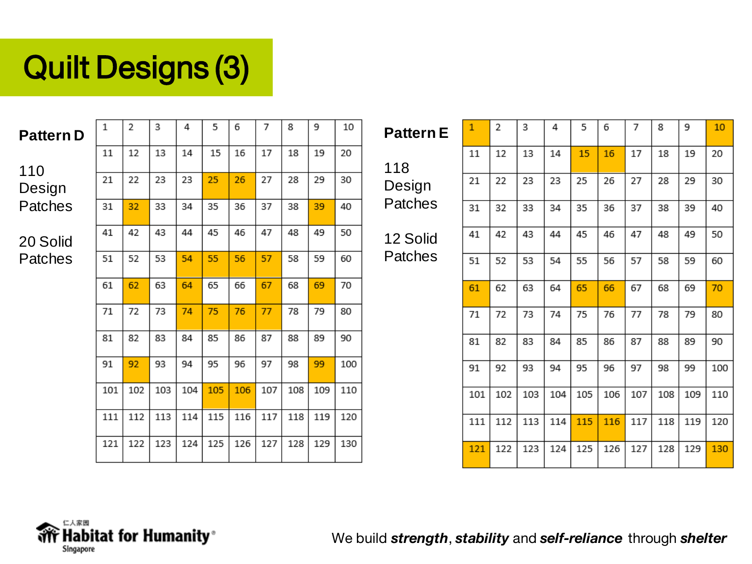# Quilt Designs (3)

**Pattern D**

110 Design Patches

20 Solid Patches

| 1 | 2 | 3 | 4 | 5 | 6 | 7 | 8 | 9 | 10 |
|---|---|---|---|---|---|---|---|---|---|
| 11 | 12 | 13 | 14 | 15 | 16 | 17 | 18 | 19 | 20 |
| 21 | 22 | 23 | 23 | 25 | 26 | 27 | 28 | 29 | 30 |
| 31 | 32 | 33 | 34 | 35 | 36 | 37 | 38 | 39 | 40 |
| 41 | 42 | 43 | 44 | 45 | 46 | 47 | 48 | 49 | 50 |
| 51 | 52 | 53 | 54 | 55 | 56 | 57 | 58 | 59 | 60 |
| 61 | 62 | 63 | 64 | 65 | 66 | 67 | 68 | 69 | 70 |
| 71 | 72 | 73 | 74 | 75 | 76 | 77 | 78 | 79 | 80 |
| 81 | 82 | 83 | 84 | 85 | 86 | 87 | 88 | 89 | 90 |
| 91 | 92 | 93 | 94 | 95 | 96 | 97 | 98 | 99 | 100 |
| 101 | 102 | 103 | 104 | 105 | 106 | 107 | 108 | 109 | 110 |
| 111 | 112 | 113 | 114 | 115 | 116 | 117 | 118 | 119 | 120 |
| 121 | 122 | 123 | 124 | 125 | 126 | 127 | 128 | 129 | 130 |

**Pattern E**

118 Design Patches

12 Solid Patches

| 1 | 2 | 3 | 4 | 5 | 6 | 7 | 8 | 9 | 10 |
|---|---|---|---|---|---|---|---|---|---|
| 11 | 12 | 13 | 14 | 15 | 16 | 17 | 18 | 19 | 20 |
| 21 | 22 | 23 | 23 | 25 | 26 | 27 | 28 | 29 | 30 |
| 31 | 32 | 33 | 34 | 35 | 36 | 37 | 38 | 39 | 40 |
| 41 | 42 | 43 | 44 | 45 | 46 | 47 | 48 | 49 | 50 |
| 51 | 52 | 53 | 54 | 55 | 56 | 57 | 58 | 59 | 60 |
| 61 | 62 | 63 | 64 | 65 | 66 | 67 | 68 | 69 | 70 |
| 71 | 72 | 73 | 74 | 75 | 76 | 77 | 78 | 79 | 80 |
| 81 | 82 | 83 | 84 | 85 | 86 | 87 | 88 | 89 | 90 |
| 91 | 92 | 93 | 94 | 95 | 96 | 97 | 98 | 99 | 100 |
| 101 | 102 | 103 | 104 | 105 | 106 | 107 | 108 | 109 | 110 |
| 111 | 112 | 113 | 114 | 115 | 116 | 117 | 118 | 119 | 120 |
| 121 | 122 | 123 | 124 | 125 | 126 | 127 | 128 | 129 | 130 |

仁人家园 Habitat for Humanity® Singapore

We build ***strength***, ***stability*** and ***self-reliance*** through ***shelter***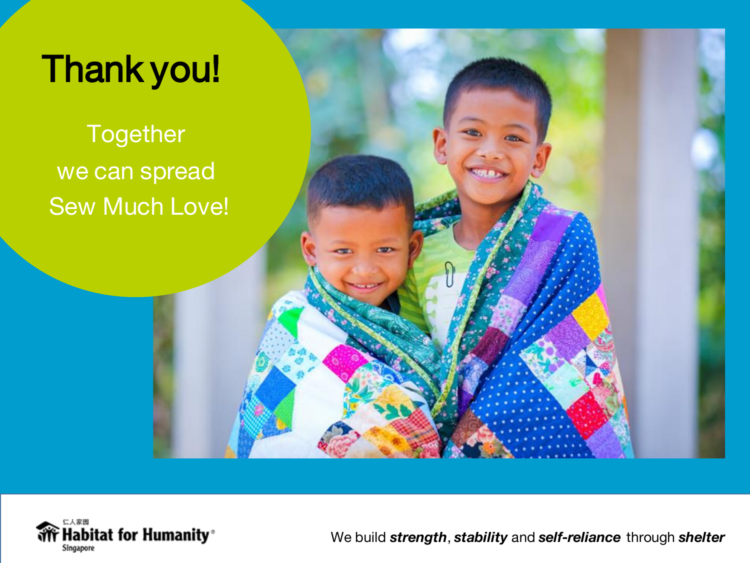# Thank you!

Together
we can spread
Sew Much Love!

仁人家园
Habitat for Humanity®
Singapore

We build ***strength***, ***stability*** and ***self-reliance*** through ***shelter***